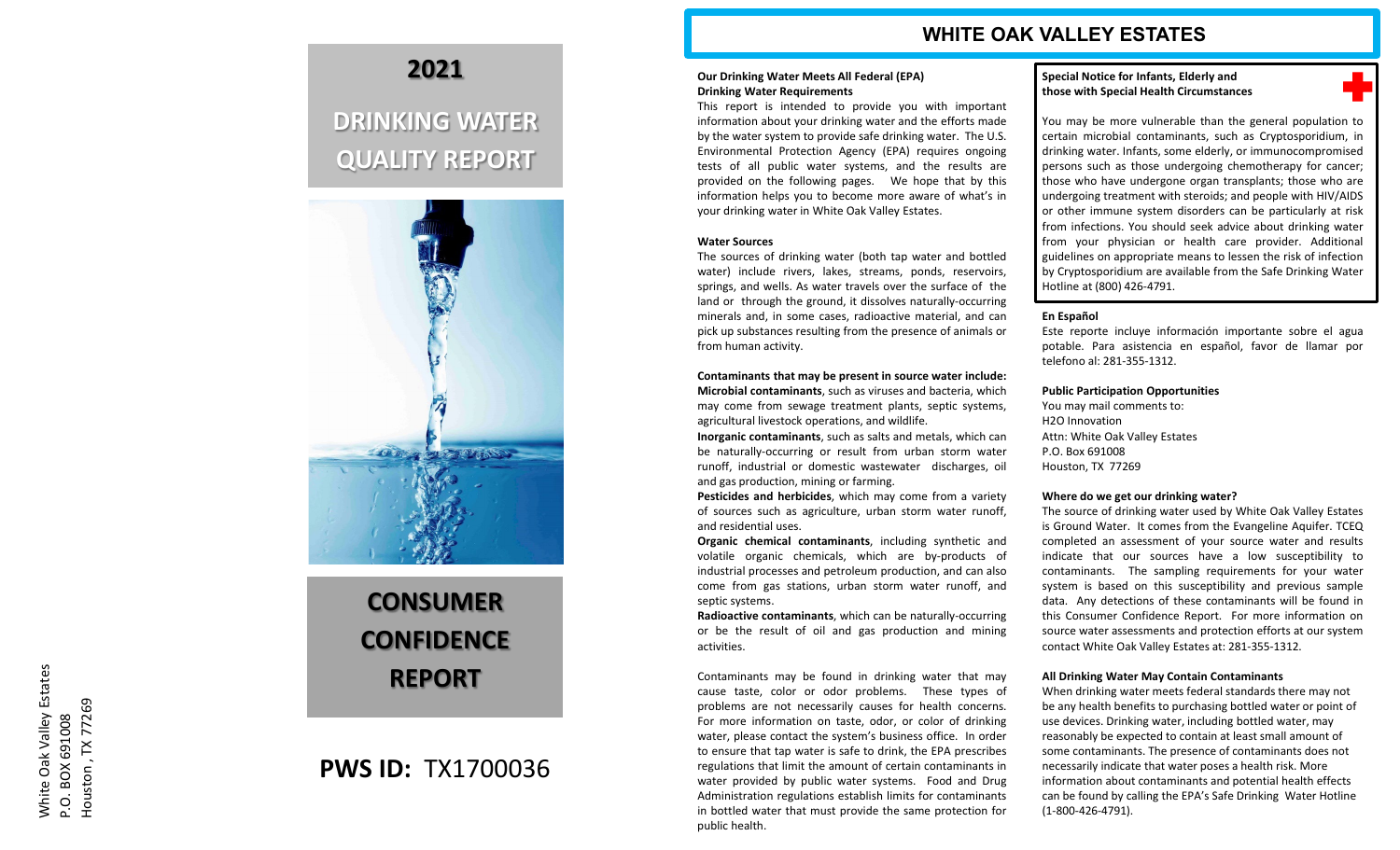# 2021

# DRINKING WATER QUALITY REPORT

# CONSUMER CONFIDENCE REPORT

**PWS ID:** TX1700036

White Oak Valley Estates
P.O. BOX 691008
Houston , TX 77269

## WHITE OAK VALLEY ESTATES

**Our Drinking Water Meets All Federal (EPA) Drinking Water Requirements**

This report is intended to provide you with important information about your drinking water and the efforts made by the water system to provide safe drinking water. The U.S. Environmental Protection Agency (EPA) requires ongoing tests of all public water systems, and the results are provided on the following pages. We hope that by this information helps you to become more aware of what's in your drinking water in White Oak Valley Estates.

**Water Sources**

The sources of drinking water (both tap water and bottled water) include rivers, lakes, streams, ponds, reservoirs, springs, and wells. As water travels over the surface of the land or through the ground, it dissolves naturally-occurring minerals and, in some cases, radioactive material, and can pick up substances resulting from the presence of animals or from human activity.

**Contaminants that may be present in source water include:**

**Microbial contaminants**, such as viruses and bacteria, which may come from sewage treatment plants, septic systems, agricultural livestock operations, and wildlife.

**Inorganic contaminants**, such as salts and metals, which can be naturally-occurring or result from urban storm water runoff, industrial or domestic wastewater discharges, oil and gas production, mining or farming.

**Pesticides and herbicides**, which may come from a variety of sources such as agriculture, urban storm water runoff, and residential uses.

**Organic chemical contaminants**, including synthetic and volatile organic chemicals, which are by-products of industrial processes and petroleum production, and can also come from gas stations, urban storm water runoff, and septic systems.

**Radioactive contaminants**, which can be naturally-occurring or be the result of oil and gas production and mining activities.

Contaminants may be found in drinking water that may cause taste, color or odor problems. These types of problems are not necessarily causes for health concerns. For more information on taste, odor, or color of drinking water, please contact the system's business office. In order to ensure that tap water is safe to drink, the EPA prescribes regulations that limit the amount of certain contaminants in water provided by public water systems. Food and Drug Administration regulations establish limits for contaminants in bottled water that must provide the same protection for public health.

**Special Notice for Infants, Elderly and those with Special Health Circumstances**

You may be more vulnerable than the general population to certain microbial contaminants, such as Cryptosporidium, in drinking water. Infants, some elderly, or immunocompromised persons such as those undergoing chemotherapy for cancer; those who have undergone organ transplants; those who are undergoing treatment with steroids; and people with HIV/AIDS or other immune system disorders can be particularly at risk from infections. You should seek advice about drinking water from your physician or health care provider. Additional guidelines on appropriate means to lessen the risk of infection by Cryptosporidium are available from the Safe Drinking Water Hotline at (800) 426-4791.

**En Español**

Este reporte incluye información importante sobre el agua potable. Para asistencia en español, favor de llamar por telefono al: 281-355-1312.

**Public Participation Opportunities**

You may mail comments to:
H2O Innovation
Attn: White Oak Valley Estates
P.O. Box 691008
Houston, TX 77269

**Where do we get our drinking water?**

The source of drinking water used by White Oak Valley Estates is Ground Water. It comes from the Evangeline Aquifer. TCEQ completed an assessment of your source water and results indicate that our sources have a low susceptibility to contaminants. The sampling requirements for your water system is based on this susceptibility and previous sample data. Any detections of these contaminants will be found in this Consumer Confidence Report. For more information on source water assessments and protection efforts at our system contact White Oak Valley Estates at: 281-355-1312.

**All Drinking Water May Contain Contaminants**

When drinking water meets federal standards there may not be any health benefits to purchasing bottled water or point of use devices. Drinking water, including bottled water, may reasonably be expected to contain at least small amount of some contaminants. The presence of contaminants does not necessarily indicate that water poses a health risk. More information about contaminants and potential health effects can be found by calling the EPA's Safe Drinking Water Hotline (1-800-426-4791).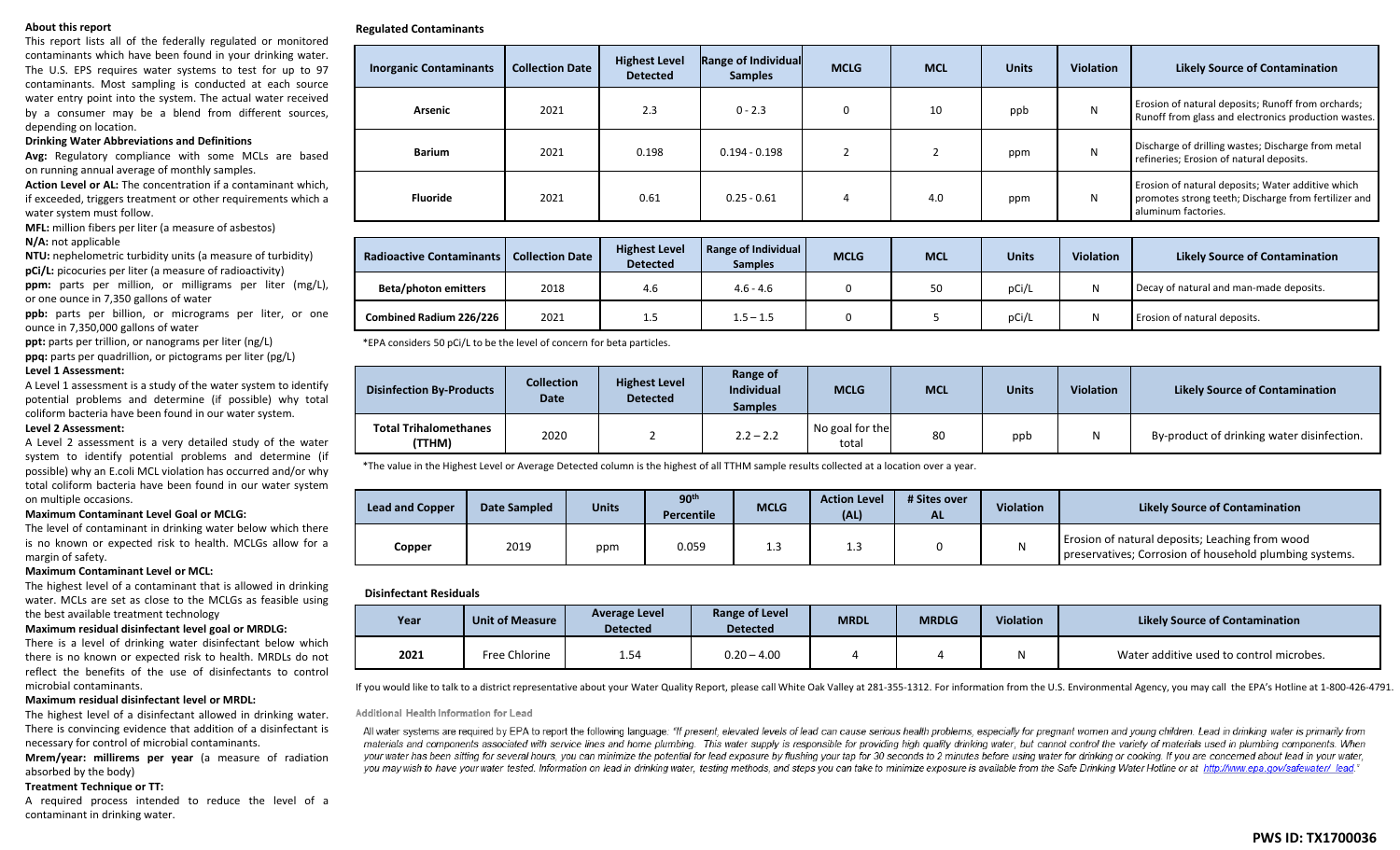## About this report

This report lists all of the federally regulated or monitored contaminants which have been found in your drinking water. The U.S. EPS requires water systems to test for up to 97 contaminants. Most sampling is conducted at each source water entry point into the system. The actual water received by a consumer may be a blend from different sources, depending on location.

### Drinking Water Abbreviations and Definitions

**Avg:** Regulatory compliance with some MCLs are based on running annual average of monthly samples.

**Action Level or AL:** The concentration if a contaminant which, if exceeded, triggers treatment or other requirements which a water system must follow.

**MFL:** million fibers per liter (a measure of asbestos)

**N/A:** not applicable

**NTU:** nephelometric turbidity units (a measure of turbidity)

**pCi/L:** picocuries per liter (a measure of radioactivity)

**ppm:** parts per million, or milligrams per liter (mg/L), or one ounce in 7,350 gallons of water

**ppb:** parts per billion, or micrograms per liter, or one ounce in 7,350,000 gallons of water

**ppt:** parts per trillion, or nanograms per liter (ng/L)

**ppq:** parts per quadrillion, or pictograms per liter (pg/L)

**Level 1 Assessment:**

A Level 1 assessment is a study of the water system to identify potential problems and determine (if possible) why total coliform bacteria have been found in our water system.

**Level 2 Assessment:**

A Level 2 assessment is a very detailed study of the water system to identify potential problems and determine (if possible) why an E.coli MCL violation has occurred and/or why total coliform bacteria have been found in our water system on multiple occasions.

**Maximum Contaminant Level Goal or MCLG:**

The level of contaminant in drinking water below which there is no known or expected risk to health. MCLGs allow for a margin of safety.

**Maximum Contaminant Level or MCL:**

The highest level of a contaminant that is allowed in drinking water. MCLs are set as close to the MCLGs as feasible using the best available treatment technology

**Maximum residual disinfectant level goal or MRDLG:**

There is a level of drinking water disinfectant below which there is no known or expected risk to health. MRDLs do not reflect the benefits of the use of disinfectants to control microbial contaminants.

**Maximum residual disinfectant level or MRDL:**

The highest level of a disinfectant allowed in drinking water. There is convincing evidence that addition of a disinfectant is necessary for control of microbial contaminants.

**Mrem/year: millirems per year** (a measure of radiation absorbed by the body)

**Treatment Technique or TT:**

A required process intended to reduce the level of a contaminant in drinking water.

## Regulated Contaminants

| Inorganic Contaminants | Collection Date | Highest Level Detected | Range of Individual Samples | MCLG | MCL | Units | Violation | Likely Source of Contamination |
|---|---|---|---|---|---|---|---|---|
| Arsenic | 2021 | 2.3 | 0 - 2.3 | 0 | 10 | ppb | N | Erosion of natural deposits; Runoff from orchards; Runoff from glass and electronics production wastes. |
| Barium | 2021 | 0.198 | 0.194 - 0.198 | 2 | 2 | ppm | N | Discharge of drilling wastes; Discharge from metal refineries; Erosion of natural deposits. |
| Fluoride | 2021 | 0.61 | 0.25 - 0.61 | 4 | 4.0 | ppm | N | Erosion of natural deposits; Water additive which promotes strong teeth; Discharge from fertilizer and aluminum factories. |

| Radioactive Contaminants | Collection Date | Highest Level Detected | Range of Individual Samples | MCLG | MCL | Units | Violation | Likely Source of Contamination |
|---|---|---|---|---|---|---|---|---|
| Beta/photon emitters | 2018 | 4.6 | 4.6 - 4.6 | 0 | 50 | pCi/L | N | Decay of natural and man-made deposits. |
| Combined Radium 226/226 | 2021 | 1.5 | 1.5 – 1.5 | 0 | 5 | pCi/L | N | Erosion of natural deposits. |

*EPA considers 50 pCi/L to be the level of concern for beta particles.

| Disinfection By-Products | Collection Date | Highest Level Detected | Range of Individual Samples | MCLG | MCL | Units | Violation | Likely Source of Contamination |
|---|---|---|---|---|---|---|---|---|
| Total Trihalomethanes (TTHM) | 2020 | 2 | 2.2 – 2.2 | No goal for the total | 80 | ppb | N | By-product of drinking water disinfection. |

*The value in the Highest Level or Average Detected column is the highest of all TTHM sample results collected at a location over a year.

| Lead and Copper | Date Sampled | Units | 90th Percentile | MCLG | Action Level (AL) | # Sites over AL | Violation | Likely Source of Contamination |
|---|---|---|---|---|---|---|---|---|
| Copper | 2019 | ppm | 0.059 | 1.3 | 1.3 | 0 | N | Erosion of natural deposits; Leaching from wood preservatives; Corrosion of household plumbing systems. |

### Disinfectant Residuals

| Year | Unit of Measure | Average Level Detected | Range of Level Detected | MRDL | MRDLG | Violation | Likely Source of Contamination |
|---|---|---|---|---|---|---|---|
| 2021 | Free Chlorine | 1.54 | 0.20 – 4.00 | 4 | 4 | N | Water additive used to control microbes. |

If you would like to talk to a district representative about your Water Quality Report, please call White Oak Valley at 281-355-1312. For information from the U.S. Environmental Agency, you may call the EPA's Hotline at 1-800-426-4791.

### Additional Health Information for Lead

All water systems are required by EPA to report the following language: *"If present, elevated levels of lead can cause serious health problems, especially for pregnant women and young children. Lead in drinking water is primarily from materials and components associated with service lines and home plumbing. This water supply is responsible for providing high quality drinking water, but cannot control the variety of materials used in plumbing components. When your water has been sitting for several hours, you can minimize the potential for lead exposure by flushing your tap for 30 seconds to 2 minutes before using water for drinking or cooking. If you are concerned about lead in your water, you may wish to have your water tested. Information on lead in drinking water, testing methods, and steps you can take to minimize exposure is available from the Safe Drinking Water Hotline or at http://www.epa.gov/safewater/ lead."*

**PWS ID: TX1700036**